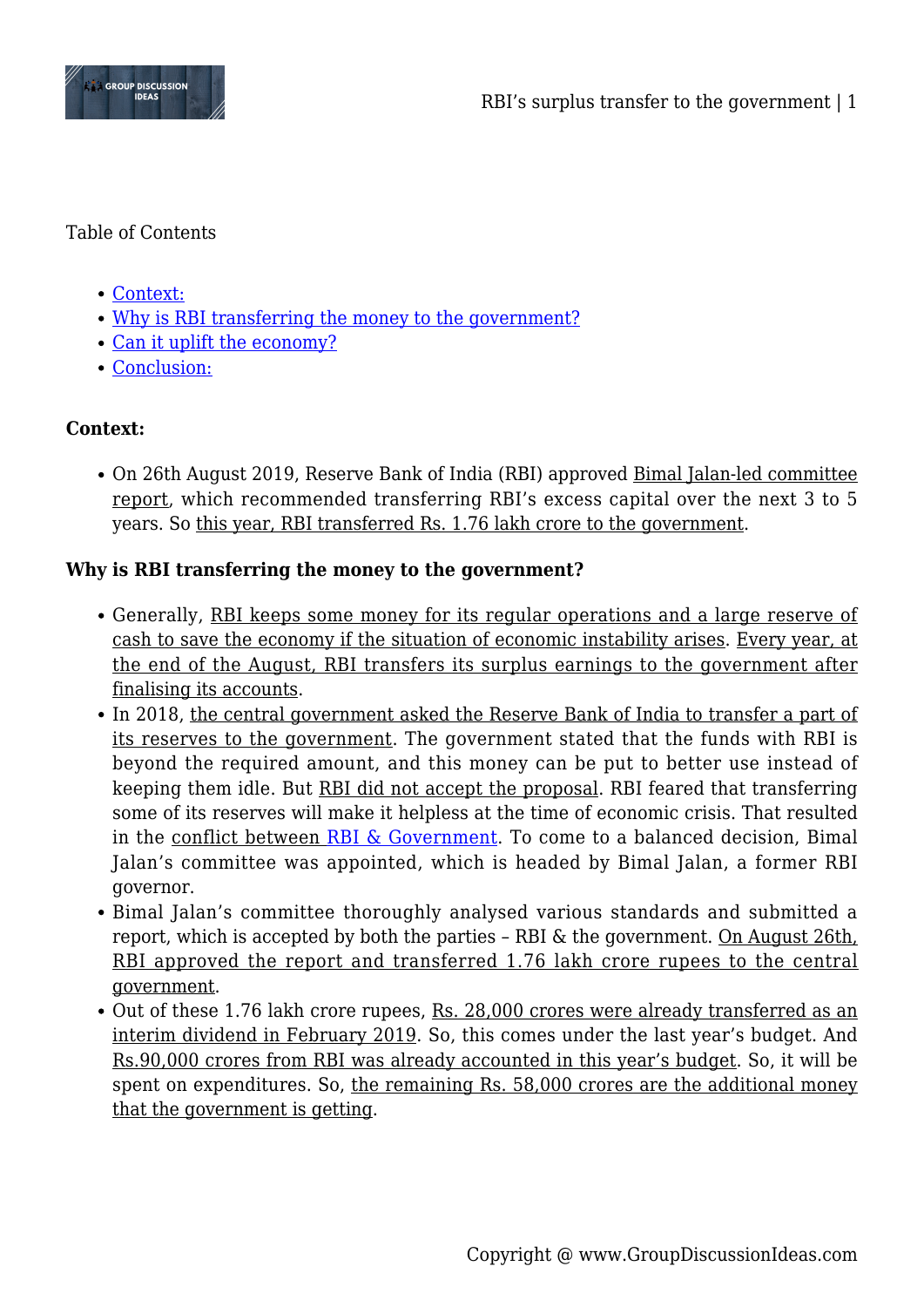Table of Contents

- Context:
- Why is RBI transferring the money to the government?
- Can it uplift the economy?
- Conclusion:

**Context:**

- On 26th August 2019, Reserve Bank of India (RBI) approved Bimal Jalan-led committee report, which recommended transferring RBI's excess capital over the next 3 to 5 years. So this year, RBI transferred Rs. 1.76 lakh crore to the government.

**Why is RBI transferring the money to the government?**

- Generally, RBI keeps some money for its regular operations and a large reserve of cash to save the economy if the situation of economic instability arises. Every year, at the end of the August, RBI transfers its surplus earnings to the government after finalising its accounts.
- In 2018, the central government asked the Reserve Bank of India to transfer a part of its reserves to the government. The government stated that the funds with RBI is beyond the required amount, and this money can be put to better use instead of keeping them idle. But RBI did not accept the proposal. RBI feared that transferring some of its reserves will make it helpless at the time of economic crisis. That resulted in the conflict between RBI & Government. To come to a balanced decision, Bimal Jalan's committee was appointed, which is headed by Bimal Jalan, a former RBI governor.
- Bimal Jalan's committee thoroughly analysed various standards and submitted a report, which is accepted by both the parties – RBI & the government. On August 26th, RBI approved the report and transferred 1.76 lakh crore rupees to the central government.
- Out of these 1.76 lakh crore rupees, Rs. 28,000 crores were already transferred as an interim dividend in February 2019. So, this comes under the last year's budget. And Rs.90,000 crores from RBI was already accounted in this year's budget. So, it will be spent on expenditures. So, the remaining Rs. 58,000 crores are the additional money that the government is getting.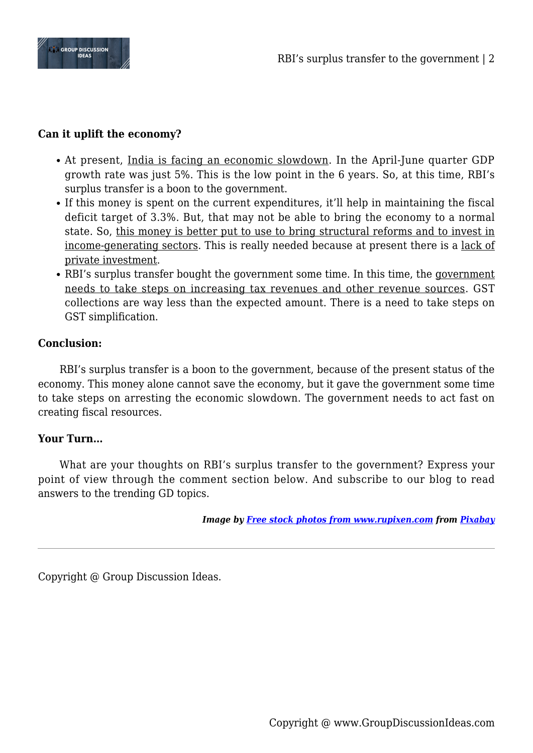**Can it uplift the economy?**

- At present, India is facing an economic slowdown. In the April-June quarter GDP growth rate was just 5%. This is the low point in the 6 years. So, at this time, RBI's surplus transfer is a boon to the government.
- If this money is spent on the current expenditures, it'll help in maintaining the fiscal deficit target of 3.3%. But, that may not be able to bring the economy to a normal state. So, this money is better put to use to bring structural reforms and to invest in income-generating sectors. This is really needed because at present there is a lack of private investment.
- RBI's surplus transfer bought the government some time. In this time, the government needs to take steps on increasing tax revenues and other revenue sources. GST collections are way less than the expected amount. There is a need to take steps on GST simplification.

**Conclusion:**

RBI's surplus transfer is a boon to the government, because of the present status of the economy. This money alone cannot save the economy, but it gave the government some time to take steps on arresting the economic slowdown. The government needs to act fast on creating fiscal resources.

**Your Turn…**

What are your thoughts on RBI's surplus transfer to the government? Express your point of view through the comment section below. And subscribe to our blog to read answers to the trending GD topics.

***Image by [Free stock photos from www.rupixen.com]() from [Pixabay]()***

---

Copyright @ Group Discussion Ideas.